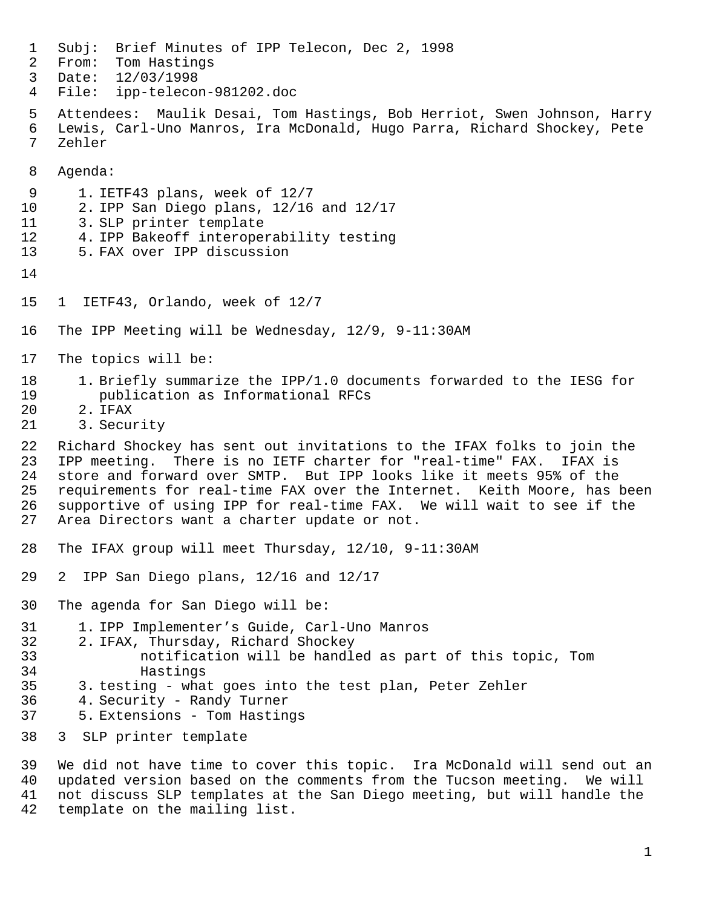Subj: Brief Minutes of IPP Telecon, Dec 2, 1998
From: Tom Hastings
Date: 12/03/1998
File: ipp-telecon-981202.doc

Attendees: Maulik Desai, Tom Hastings, Bob Herriot, Swen Johnson, Harry Lewis, Carl-Uno Manros, Ira McDonald, Hugo Parra, Richard Shockey, Pete Zehler

Agenda:

1. IETF43 plans, week of 12/7
2. IPP San Diego plans, 12/16 and 12/17
3. SLP printer template
4. IPP Bakeoff interoperability testing
5. FAX over IPP discussion

## 1 IETF43, Orlando, week of 12/7

The IPP Meeting will be Wednesday, 12/9, 9-11:30AM

The topics will be:

1. Briefly summarize the IPP/1.0 documents forwarded to the IESG for publication as Informational RFCs
2. IFAX
3. Security

Richard Shockey has sent out invitations to the IFAX folks to join the IPP meeting. There is no IETF charter for "real-time" FAX. IFAX is store and forward over SMTP. But IPP looks like it meets 95% of the requirements for real-time FAX over the Internet. Keith Moore, has been supportive of using IPP for real-time FAX. We will wait to see if the Area Directors want a charter update or not.

The IFAX group will meet Thursday, 12/10, 9-11:30AM

## 2 IPP San Diego plans, 12/16 and 12/17

The agenda for San Diego will be:

1. IPP Implementer’s Guide, Carl-Uno Manros
2. IFAX, Thursday, Richard Shockey
   notification will be handled as part of this topic, Tom Hastings
3. testing - what goes into the test plan, Peter Zehler
4. Security - Randy Turner
5. Extensions - Tom Hastings

## 3 SLP printer template

We did not have time to cover this topic. Ira McDonald will send out an updated version based on the comments from the Tucson meeting. We will not discuss SLP templates at the San Diego meeting, but will handle the template on the mailing list.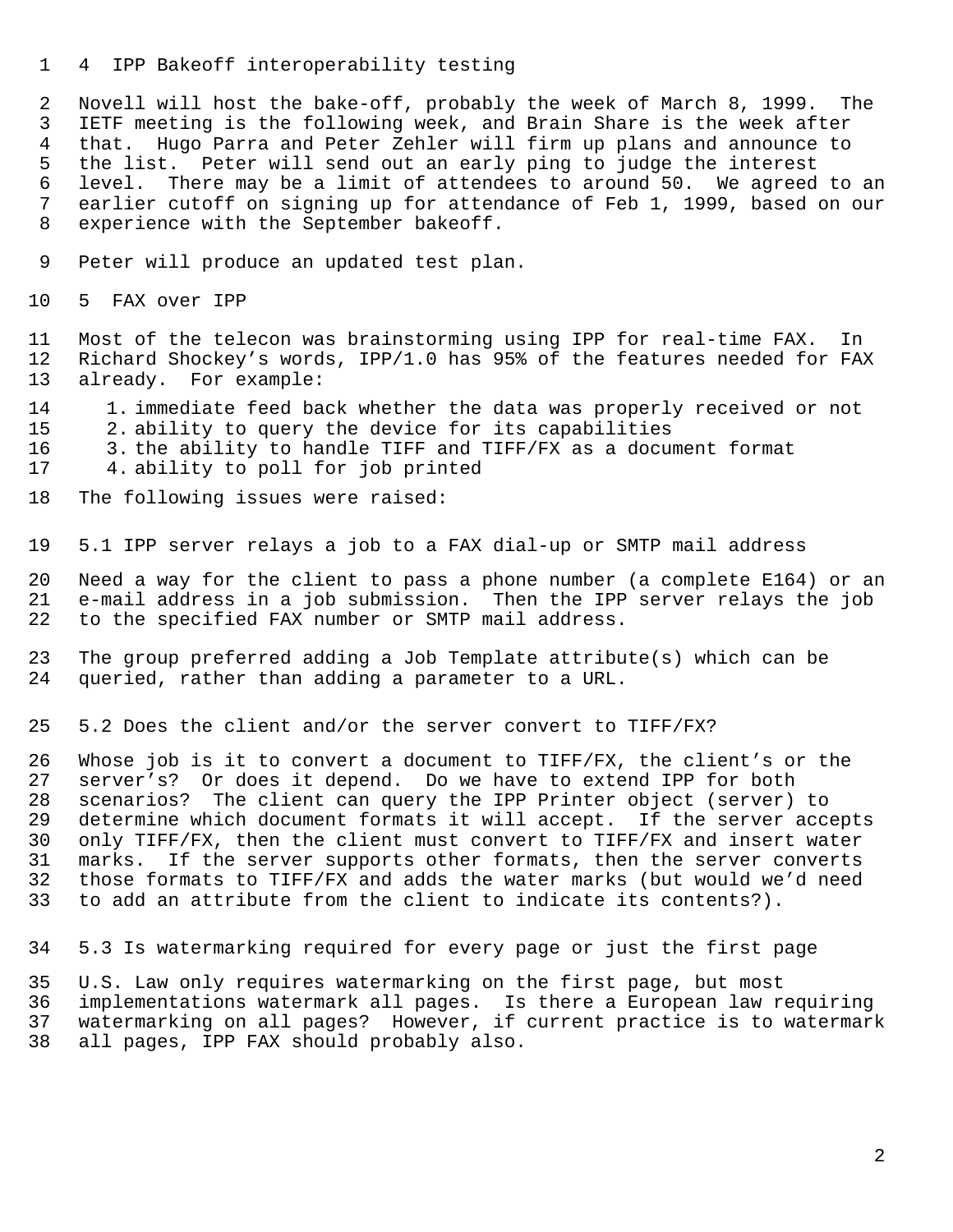## 4 IPP Bakeoff interoperability testing

Novell will host the bake-off, probably the week of March 8, 1999. The IETF meeting is the following week, and Brain Share is the week after that. Hugo Parra and Peter Zehler will firm up plans and announce to the list. Peter will send out an early ping to judge the interest level. There may be a limit of attendees to around 50. We agreed to an earlier cutoff on signing up for attendance of Feb 1, 1999, based on our experience with the September bakeoff.

Peter will produce an updated test plan.

## 5 FAX over IPP

Most of the telecon was brainstorming using IPP for real-time FAX. In Richard Shockey's words, IPP/1.0 has 95% of the features needed for FAX already. For example:

1. immediate feed back whether the data was properly received or not
2. ability to query the device for its capabilities
3. the ability to handle TIFF and TIFF/FX as a document format
4. ability to poll for job printed

The following issues were raised:

### 5.1 IPP server relays a job to a FAX dial-up or SMTP mail address

Need a way for the client to pass a phone number (a complete E164) or an e-mail address in a job submission. Then the IPP server relays the job to the specified FAX number or SMTP mail address.

The group preferred adding a Job Template attribute(s) which can be queried, rather than adding a parameter to a URL.

### 5.2 Does the client and/or the server convert to TIFF/FX?

Whose job is it to convert a document to TIFF/FX, the client's or the server's? Or does it depend. Do we have to extend IPP for both scenarios? The client can query the IPP Printer object (server) to determine which document formats it will accept. If the server accepts only TIFF/FX, then the client must convert to TIFF/FX and insert water marks. If the server supports other formats, then the server converts those formats to TIFF/FX and adds the water marks (but would we'd need to add an attribute from the client to indicate its contents?).

### 5.3 Is watermarking required for every page or just the first page

U.S. Law only requires watermarking on the first page, but most implementations watermark all pages. Is there a European law requiring watermarking on all pages? However, if current practice is to watermark all pages, IPP FAX should probably also.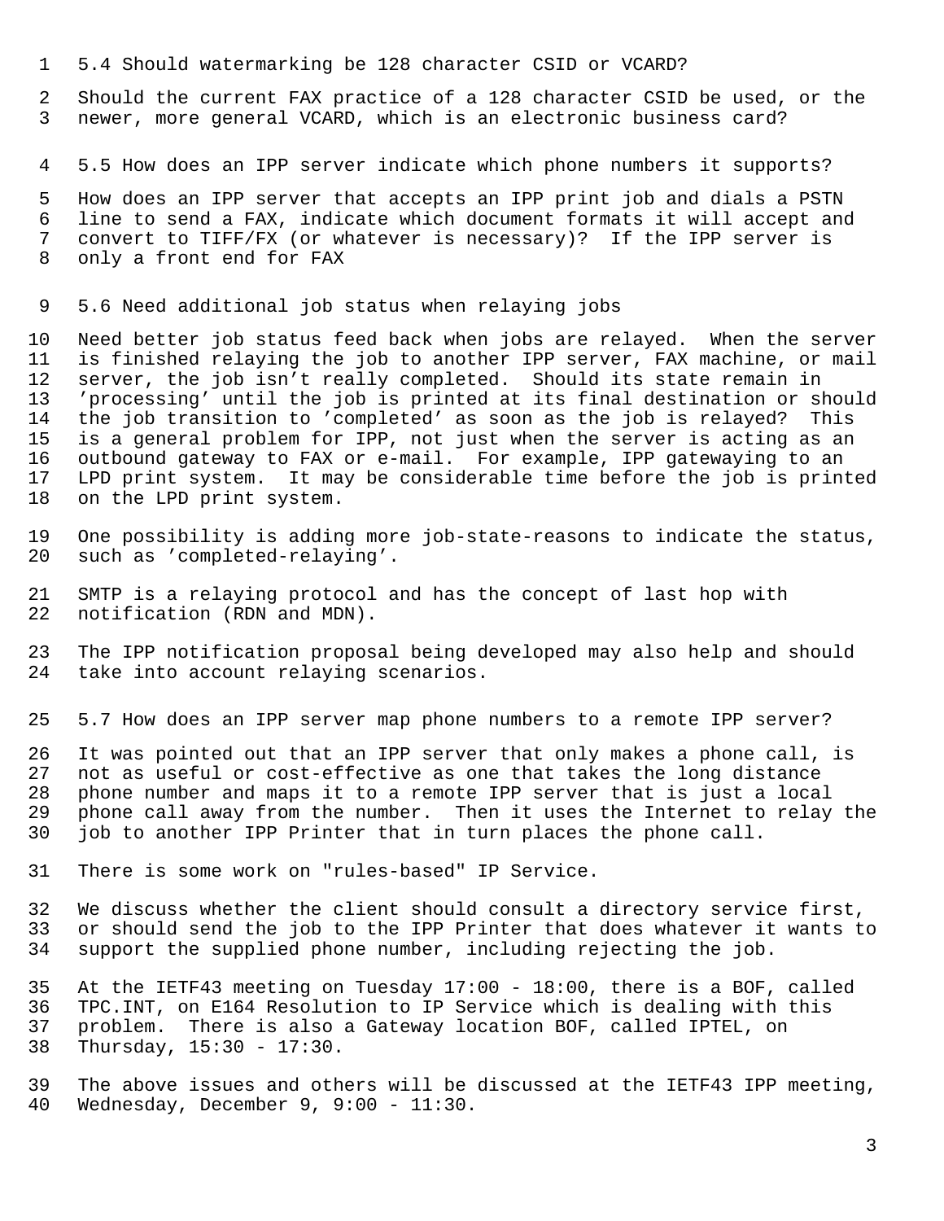### 5.4 Should watermarking be 128 character CSID or VCARD?

Should the current FAX practice of a 128 character CSID be used, or the newer, more general VCARD, which is an electronic business card?

### 5.5 How does an IPP server indicate which phone numbers it supports?

How does an IPP server that accepts an IPP print job and dials a PSTN line to send a FAX, indicate which document formats it will accept and convert to TIFF/FX (or whatever is necessary)? If the IPP server is only a front end for FAX

### 5.6 Need additional job status when relaying jobs

Need better job status feed back when jobs are relayed. When the server is finished relaying the job to another IPP server, FAX machine, or mail server, the job isn't really completed. Should its state remain in 'processing' until the job is printed at its final destination or should the job transition to 'completed' as soon as the job is relayed? This is a general problem for IPP, not just when the server is acting as an outbound gateway to FAX or e-mail. For example, IPP gatewaying to an LPD print system. It may be considerable time before the job is printed on the LPD print system.

One possibility is adding more job-state-reasons to indicate the status, such as 'completed-relaying'.

SMTP is a relaying protocol and has the concept of last hop with notification (RDN and MDN).

The IPP notification proposal being developed may also help and should take into account relaying scenarios.

### 5.7 How does an IPP server map phone numbers to a remote IPP server?

It was pointed out that an IPP server that only makes a phone call, is not as useful or cost-effective as one that takes the long distance phone number and maps it to a remote IPP server that is just a local phone call away from the number. Then it uses the Internet to relay the job to another IPP Printer that in turn places the phone call.

There is some work on "rules-based" IP Service.

We discuss whether the client should consult a directory service first, or should send the job to the IPP Printer that does whatever it wants to support the supplied phone number, including rejecting the job.

At the IETF43 meeting on Tuesday 17:00 - 18:00, there is a BOF, called TPC.INT, on E164 Resolution to IP Service which is dealing with this problem. There is also a Gateway location BOF, called IPTEL, on Thursday, 15:30 - 17:30.

The above issues and others will be discussed at the IETF43 IPP meeting, Wednesday, December 9, 9:00 - 11:30.